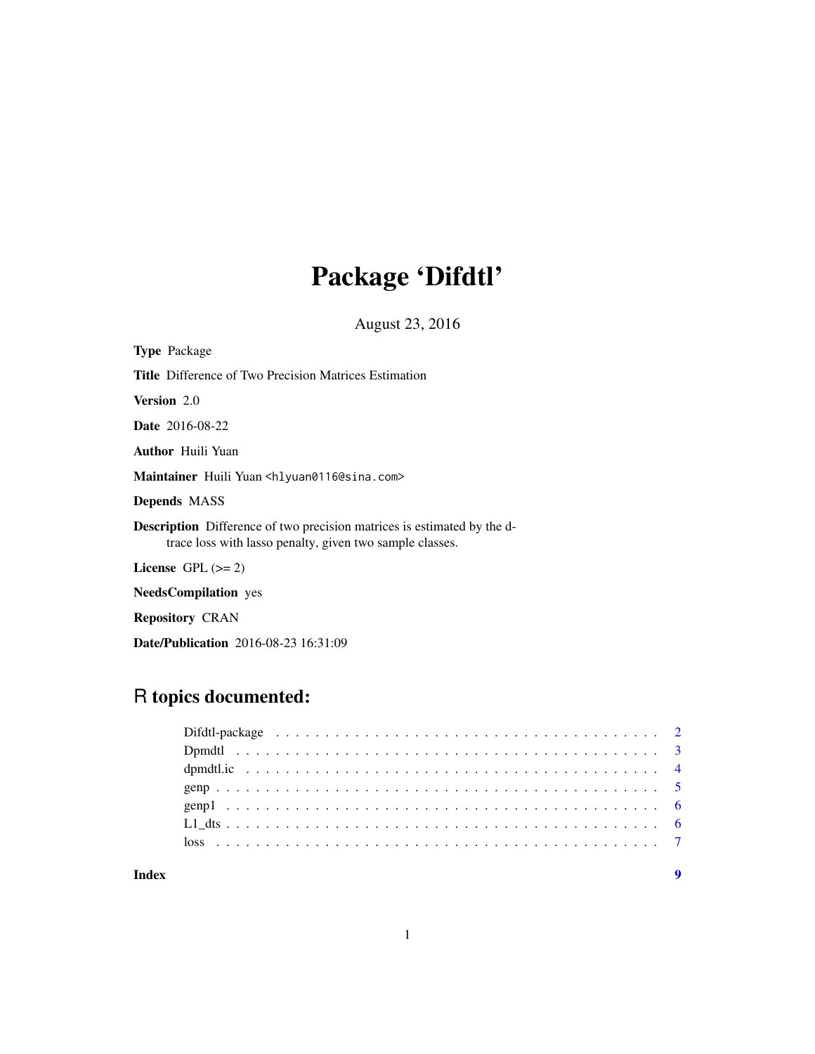# Package 'Difdtl'

August 23, 2016

**Type** Package

**Title** Difference of Two Precision Matrices Estimation

**Version** 2.0

**Date** 2016-08-22

**Author** Huili Yuan

**Maintainer** Huili Yuan <hlyuan0116@sina.com>

**Depends** MASS

**Description** Difference of two precision matrices is estimated by the d-trace loss with lasso penalty, given two sample classes.

**License** GPL (>= 2)

**NeedsCompilation** yes

**Repository** CRAN

**Date/Publication** 2016-08-23 16:31:09

## R topics documented:

| | |
|---|---|
| Difdtl-package | 2 |
| Dpmdtl | 3 |
| dpmdtl.ic | 4 |
| genp | 5 |
| genp1 | 6 |
| L1_dts | 6 |
| loss | 7 |
| **Index** | **9** |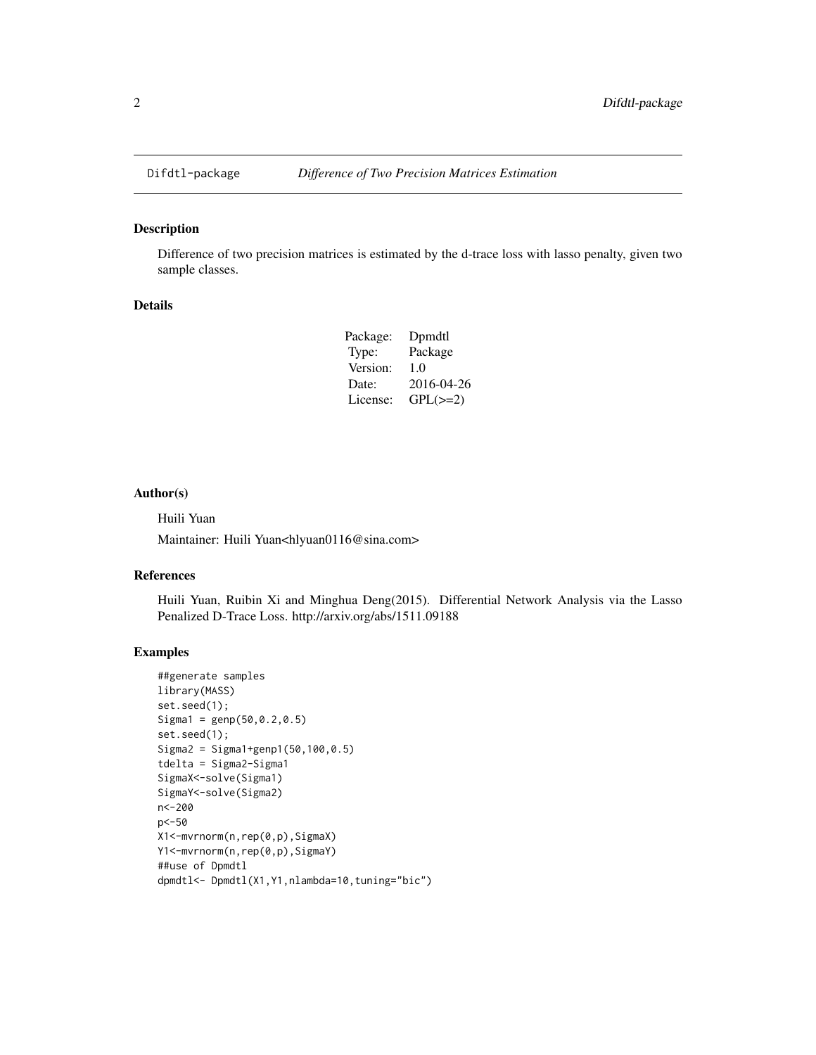Difdtl-package *Difference of Two Precision Matrices Estimation*

## Description

Difference of two precision matrices is estimated by the d-trace loss with lasso penalty, given two sample classes.

## Details

| | |
|---|---|
| Package: | Dpmdtl |
| Type: | Package |
| Version: | 1.0 |
| Date: | 2016-04-26 |
| License: | GPL(>=2) |

## Author(s)

Huili Yuan

Maintainer: Huili Yuan<hlyuan0116@sina.com>

## References

Huili Yuan, Ruibin Xi and Minghua Deng(2015). Differential Network Analysis via the Lasso Penalized D-Trace Loss. http://arxiv.org/abs/1511.09188

## Examples

```
##generate samples
library(MASS)
set.seed(1);
Sigma1 = genp(50,0.2,0.5)
set.seed(1);
Sigma2 = Sigma1+genp1(50,100,0.5)
tdelta = Sigma2-Sigma1
SigmaX<-solve(Sigma1)
SigmaY<-solve(Sigma2)
n<-200
p<-50
X1<-mvrnorm(n,rep(0,p),SigmaX)
Y1<-mvrnorm(n,rep(0,p),SigmaY)
##use of Dpmdtl
dpmdtl<- Dpmdtl(X1,Y1,nlambda=10,tuning="bic")
```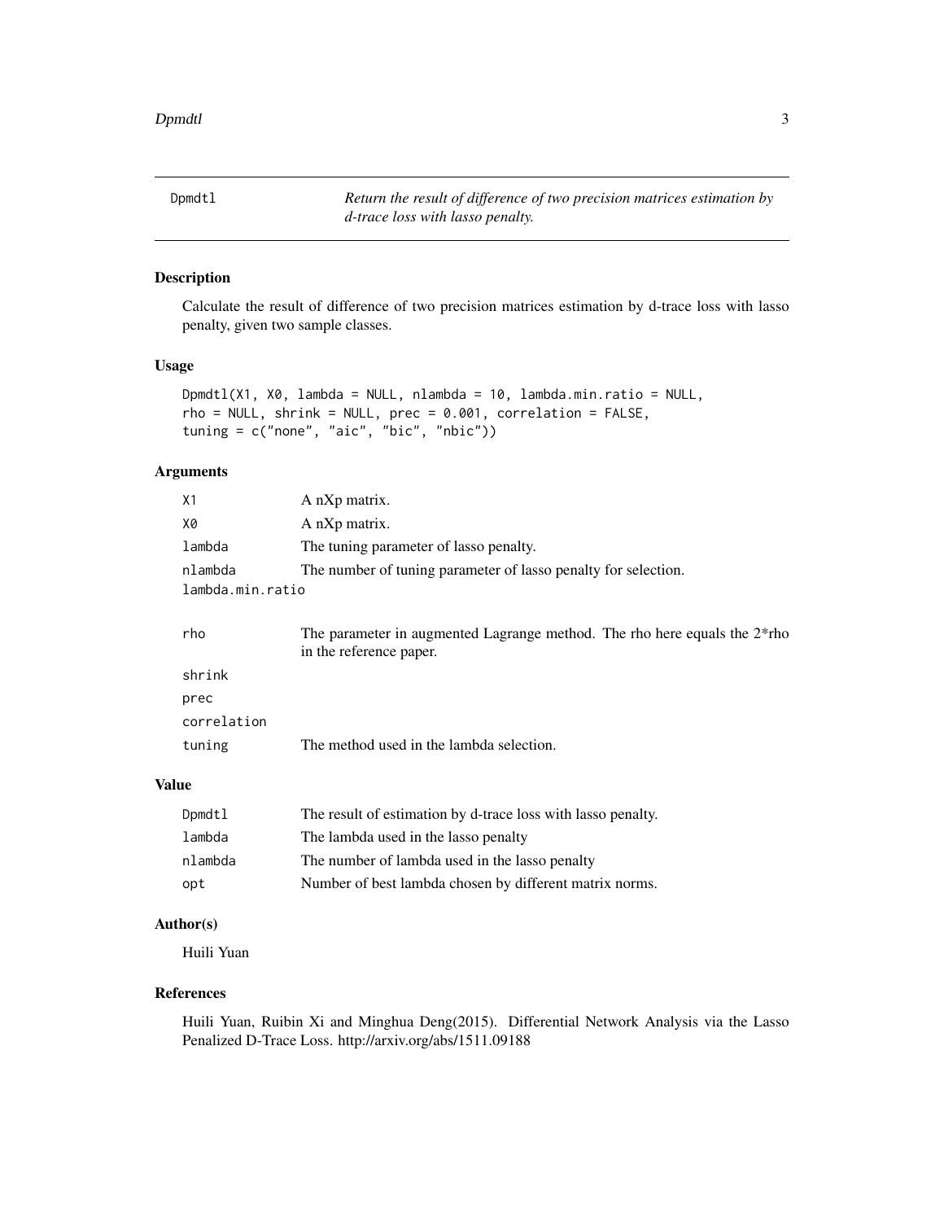Dpmdtl — *Return the result of difference of two precision matrices estimation by d-trace loss with lasso penalty.*

## Description

Calculate the result of difference of two precision matrices estimation by d-trace loss with lasso penalty, given two sample classes.

## Usage

```
Dpmdtl(X1, X0, lambda = NULL, nlambda = 10, lambda.min.ratio = NULL,
rho = NULL, shrink = NULL, prec = 0.001, correlation = FALSE,
tuning = c("none", "aic", "bic", "nbic"))
```

## Arguments

| | |
|---|---|
| X1 | A nXp matrix. |
| X0 | A nXp matrix. |
| lambda | The tuning parameter of lasso penalty. |
| nlambda | The number of tuning parameter of lasso penalty for selection. |
| lambda.min.ratio | |
| rho | The parameter in augmented Lagrange method. The rho here equals the 2*rho in the reference paper. |
| shrink | |
| prec | |
| correlation | |
| tuning | The method used in the lambda selection. |

## Value

| | |
|---|---|
| Dpmdtl | The result of estimation by d-trace loss with lasso penalty. |
| lambda | The lambda used in the lasso penalty |
| nlambda | The number of lambda used in the lasso penalty |
| opt | Number of best lambda chosen by different matrix norms. |

## Author(s)

Huili Yuan

## References

Huili Yuan, Ruibin Xi and Minghua Deng(2015). Differential Network Analysis via the Lasso Penalized D-Trace Loss. http://arxiv.org/abs/1511.09188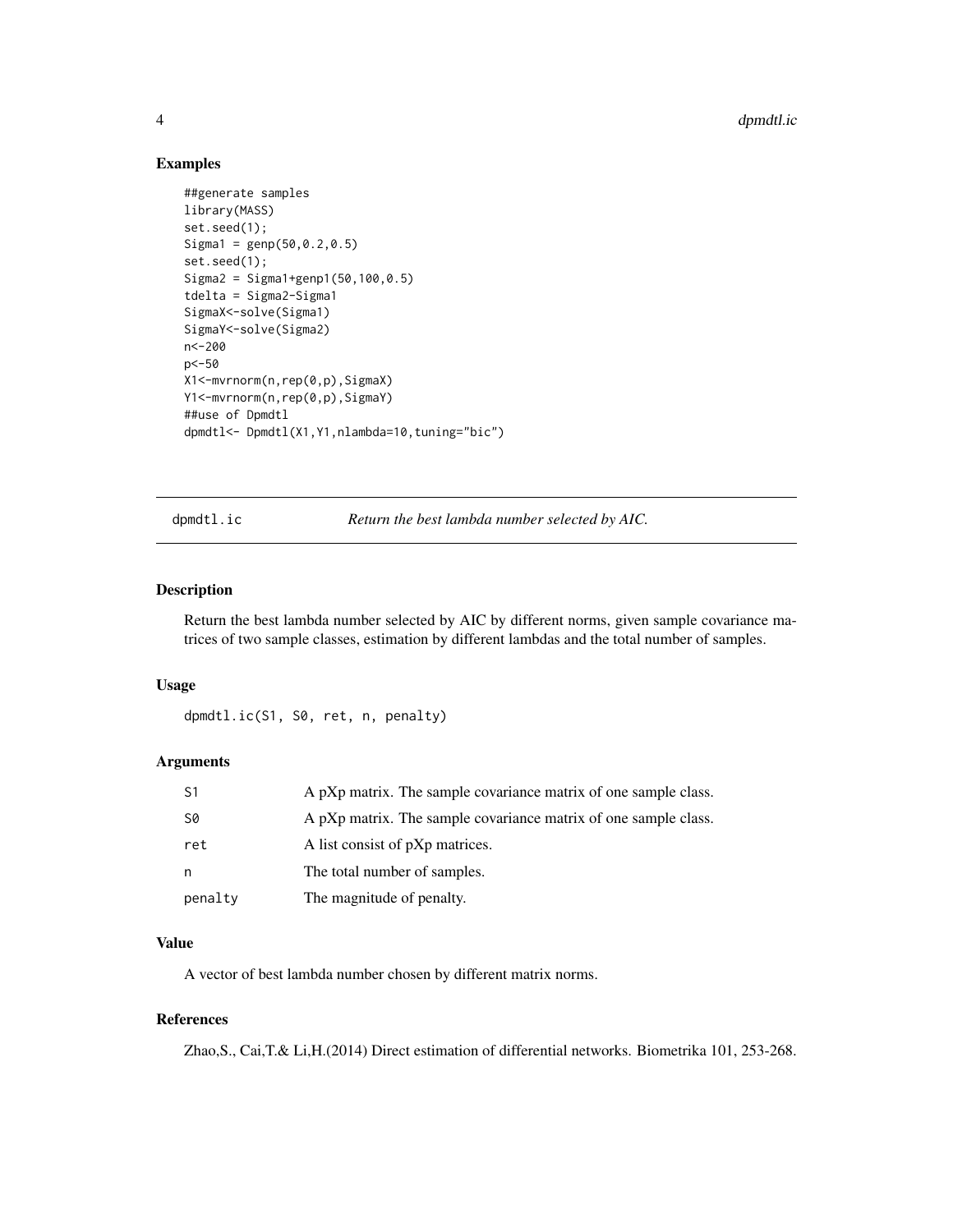## Examples

```
##generate samples
library(MASS)
set.seed(1);
Sigma1 = genp(50,0.2,0.5)
set.seed(1);
Sigma2 = Sigma1+genp1(50,100,0.5)
tdelta = Sigma2-Sigma1
SigmaX<-solve(Sigma1)
SigmaY<-solve(Sigma2)
n<-200
p<-50
X1<-mvrnorm(n,rep(0,p),SigmaX)
Y1<-mvrnorm(n,rep(0,p),SigmaY)
##use of Dpmdtl
dpmdtl<- Dpmdtl(X1,Y1,nlambda=10,tuning="bic")
```

---

# dpmdtl.ic — *Return the best lambda number selected by AIC.*

## Description

Return the best lambda number selected by AIC by different norms, given sample covariance matrices of two sample classes, estimation by different lambdas and the total number of samples.

## Usage

```
dpmdtl.ic(S1, S0, ret, n, penalty)
```

## Arguments

| | |
|---|---|
| S1 | A pXp matrix. The sample covariance matrix of one sample class. |
| S0 | A pXp matrix. The sample covariance matrix of one sample class. |
| ret | A list consist of pXp matrices. |
| n | The total number of samples. |
| penalty | The magnitude of penalty. |

## Value

A vector of best lambda number chosen by different matrix norms.

## References

Zhao,S., Cai,T.& Li,H.(2014) Direct estimation of differential networks. Biometrika 101, 253-268.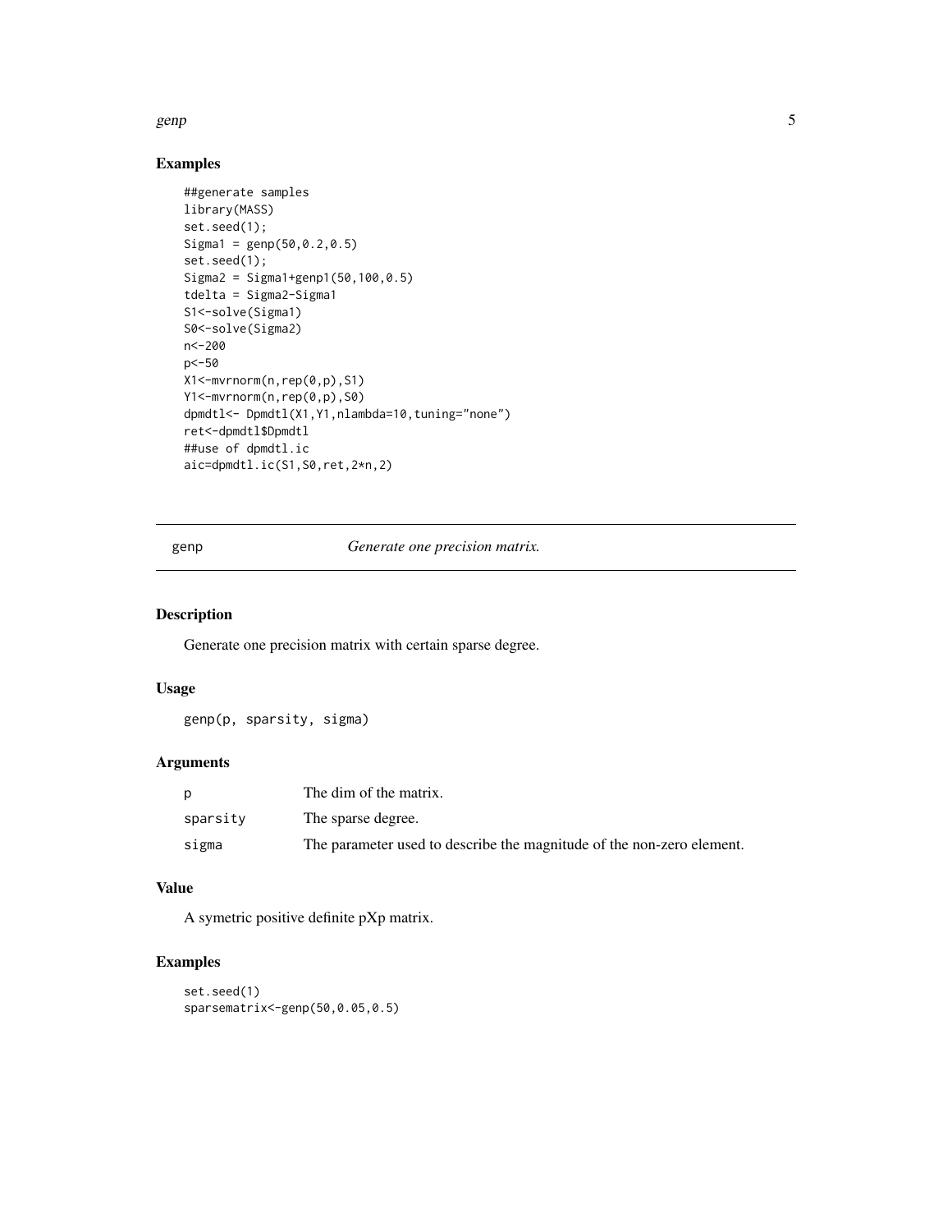## Examples

```
##generate samples
library(MASS)
set.seed(1);
Sigma1 = genp(50,0.2,0.5)
set.seed(1);
Sigma2 = Sigma1+genp1(50,100,0.5)
tdelta = Sigma2-Sigma1
S1<-solve(Sigma1)
S0<-solve(Sigma2)
n<-200
p<-50
X1<-mvrnorm(n,rep(0,p),S1)
Y1<-mvrnorm(n,rep(0,p),S0)
dpmdtl<- Dpmdtl(X1,Y1,nlambda=10,tuning="none")
ret<-dpmdtl$Dpmdtl
##use of dpmdtl.ic
aic=dpmdtl.ic(S1,S0,ret,2*n,2)
```

---

# genp *Generate one precision matrix.*

## Description

Generate one precision matrix with certain sparse degree.

## Usage

```
genp(p, sparsity, sigma)
```

## Arguments

| | |
|---|---|
| p | The dim of the matrix. |
| sparsity | The sparse degree. |
| sigma | The parameter used to describe the magnitude of the non-zero element. |

## Value

A symetric positive definite pXp matrix.

## Examples

```
set.seed(1)
sparsematrix<-genp(50,0.05,0.5)
```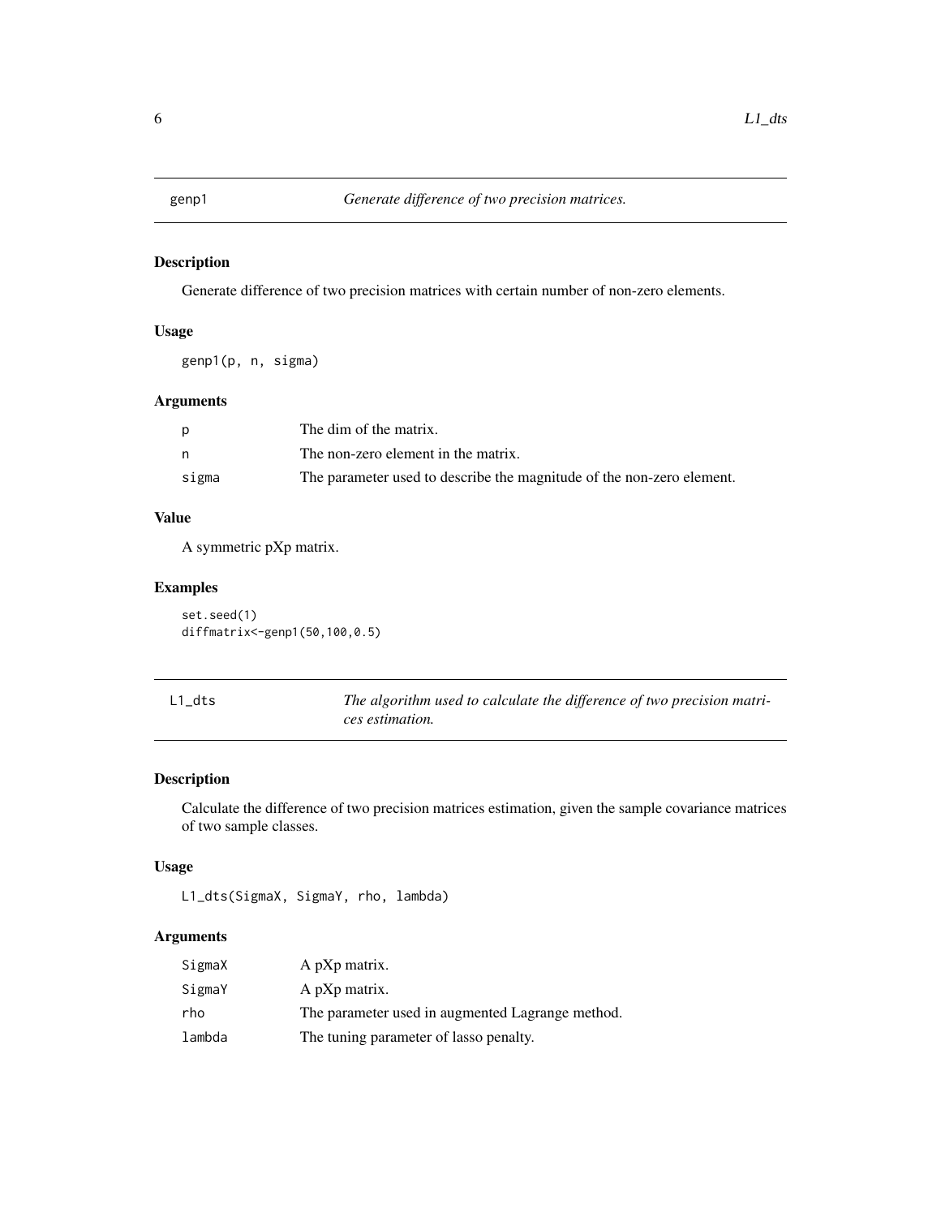## genp1 — *Generate difference of two precision matrices.*

### Description

Generate difference of two precision matrices with certain number of non-zero elements.

### Usage

```
genp1(p, n, sigma)
```

### Arguments

| | |
|---|---|
| p | The dim of the matrix. |
| n | The non-zero element in the matrix. |
| sigma | The parameter used to describe the magnitude of the non-zero element. |

### Value

A symmetric pXp matrix.

### Examples

```
set.seed(1)
diffmatrix<-genp1(50,100,0.5)
```

## L1_dts — *The algorithm used to calculate the difference of two precision matrices estimation.*

### Description

Calculate the difference of two precision matrices estimation, given the sample covariance matrices of two sample classes.

### Usage

```
L1_dts(SigmaX, SigmaY, rho, lambda)
```

### Arguments

| | |
|---|---|
| SigmaX | A pXp matrix. |
| SigmaY | A pXp matrix. |
| rho | The parameter used in augmented Lagrange method. |
| lambda | The tuning parameter of lasso penalty. |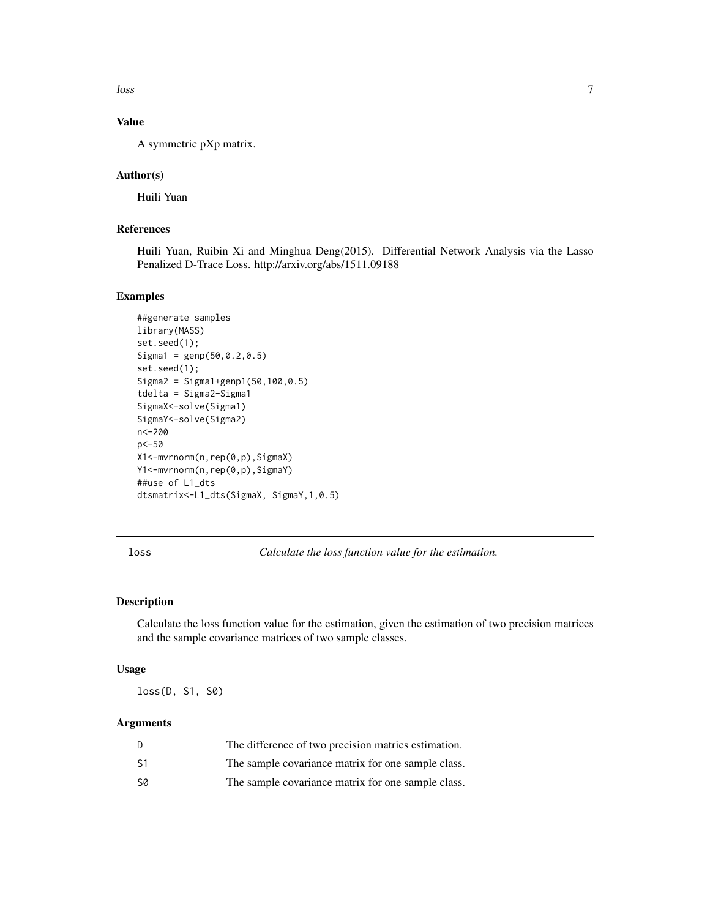### Value

A symmetric pXp matrix.

### Author(s)

Huili Yuan

### References

Huili Yuan, Ruibin Xi and Minghua Deng(2015). Differential Network Analysis via the Lasso Penalized D-Trace Loss. http://arxiv.org/abs/1511.09188

### Examples

```
##generate samples
library(MASS)
set.seed(1);
Sigma1 = genp(50,0.2,0.5)
set.seed(1);
Sigma2 = Sigma1+genp1(50,100,0.5)
tdelta = Sigma2-Sigma1
SigmaX<-solve(Sigma1)
SigmaY<-solve(Sigma2)
n<-200
p<-50
X1<-mvrnorm(n,rep(0,p),SigmaX)
Y1<-mvrnorm(n,rep(0,p),SigmaY)
##use of L1_dts
dtsmatrix<-L1_dts(SigmaX, SigmaY,1,0.5)
```

---

## loss — *Calculate the loss function value for the estimation.*

### Description

Calculate the loss function value for the estimation, given the estimation of two precision matrices and the sample covariance matrices of two sample classes.

### Usage

```
loss(D, S1, S0)
```

### Arguments

| | |
|---|---|
| D | The difference of two precision matrics estimation. |
| S1 | The sample covariance matrix for one sample class. |
| S0 | The sample covariance matrix for one sample class. |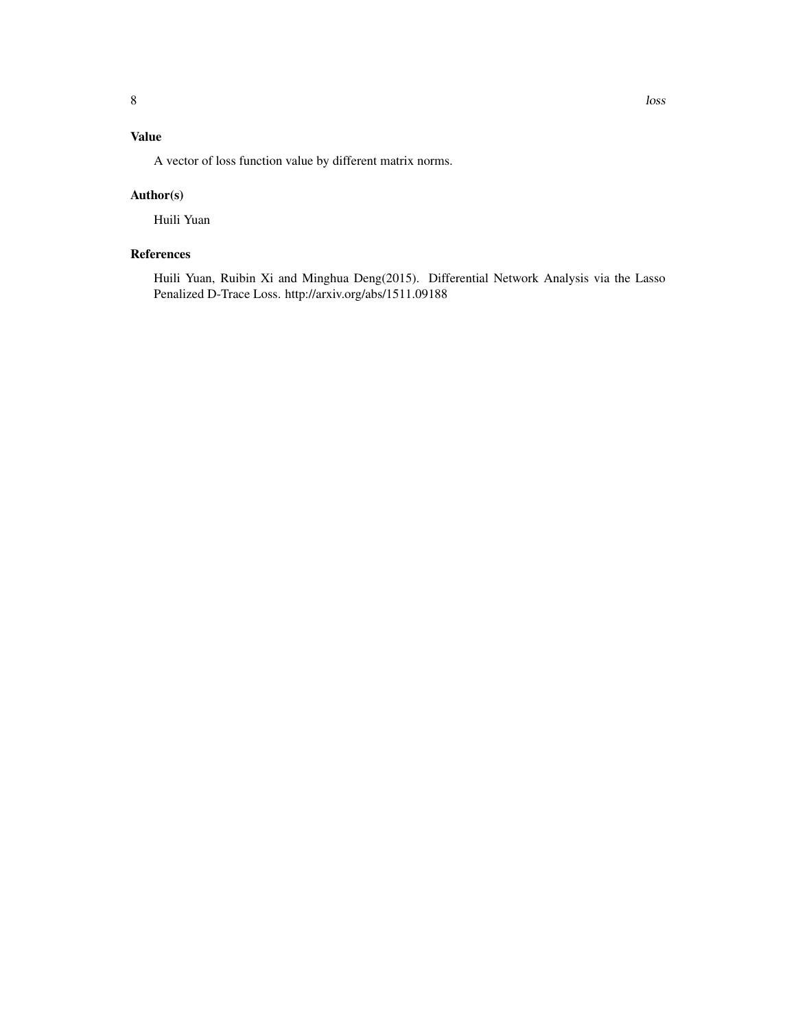## Value

A vector of loss function value by different matrix norms.

## Author(s)

Huili Yuan

## References

Huili Yuan, Ruibin Xi and Minghua Deng(2015). Differential Network Analysis via the Lasso Penalized D-Trace Loss. http://arxiv.org/abs/1511.09188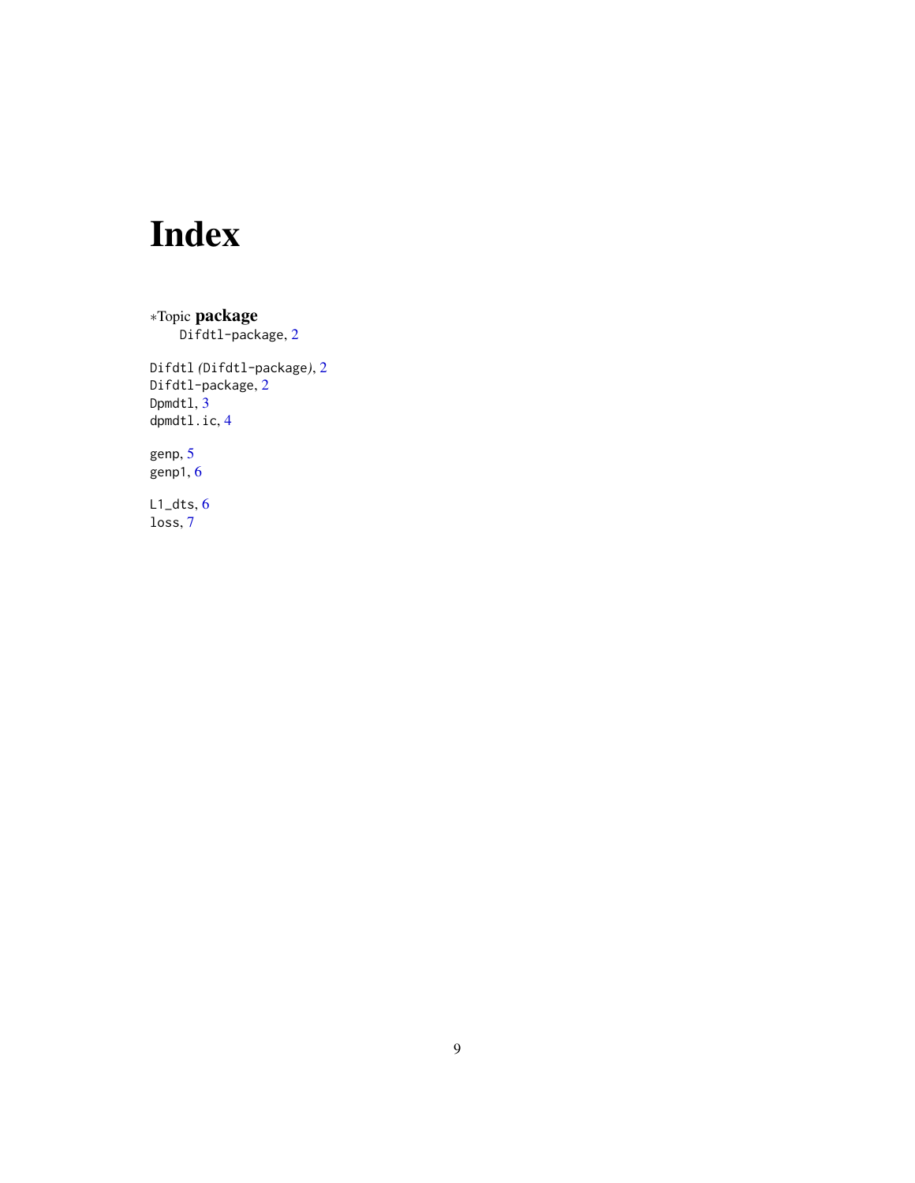# Index

*Topic **package**
    Difdtl-package, 2

Difdtl *(*Difdtl-package*)*, 2
Difdtl-package, 2
Dpmdtl, 3
dpmdtl.ic, 4

genp, 5
genp1, 6

L1_dts, 6
loss, 7